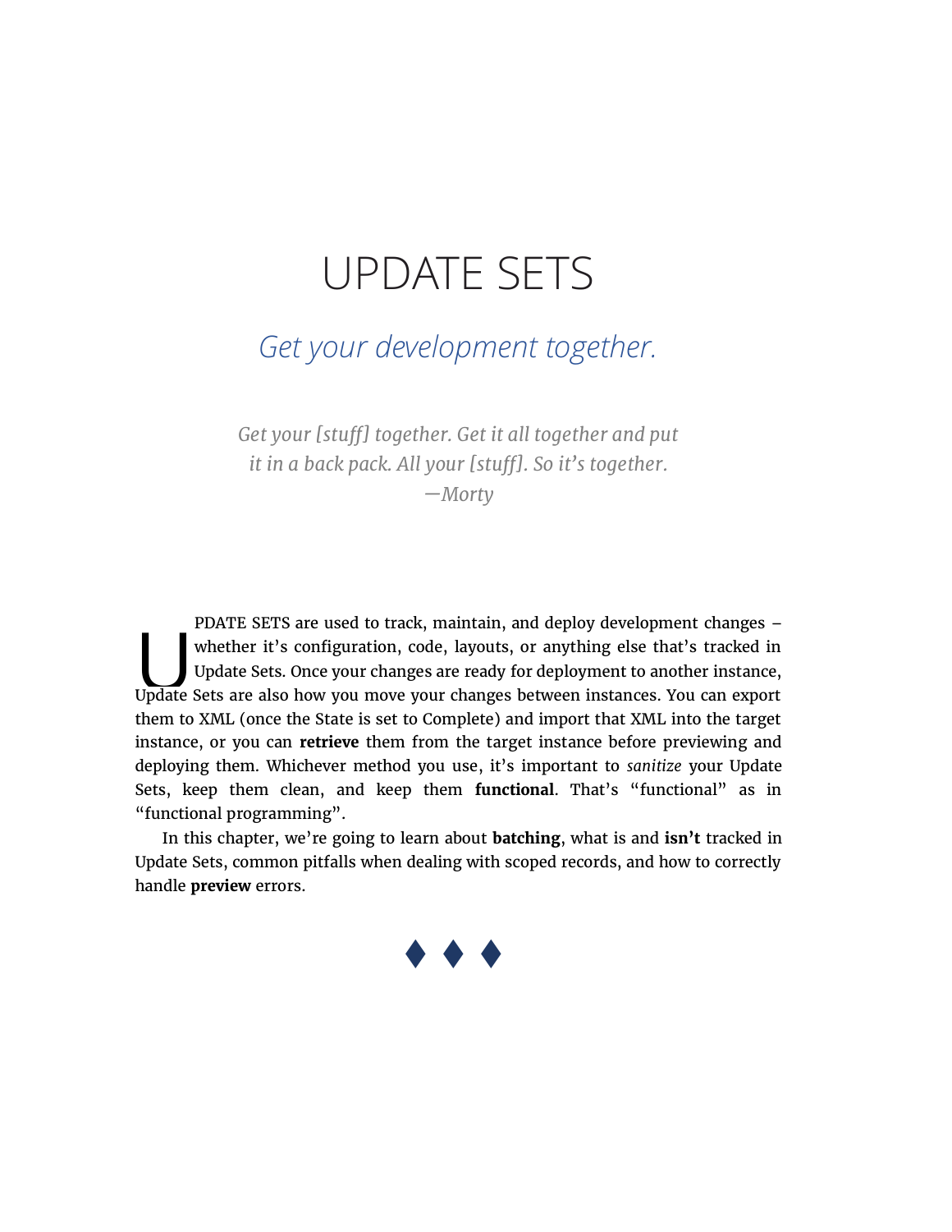# UPDATE SETS

*Get your development together.*

*Get your [stuff] together. Get it all together and put it in a back pack. All your [stuff]. So it's together.*
*—Morty*

UPDATE SETS are used to track, maintain, and deploy development changes – whether it's configuration, code, layouts, or anything else that's tracked in Update Sets. Once your changes are ready for deployment to another instance, Update Sets are also how you move your changes between instances. You can export them to XML (once the State is set to Complete) and import that XML into the target instance, or you can **retrieve** them from the target instance before previewing and deploying them. Whichever method you use, it's important to *sanitize* your Update Sets, keep them clean, and keep them **functional**. That's "functional" as in "functional programming".

In this chapter, we're going to learn about **batching**, what is and **isn't** tracked in Update Sets, common pitfalls when dealing with scoped records, and how to correctly handle **preview** errors.

♦ ♦ ♦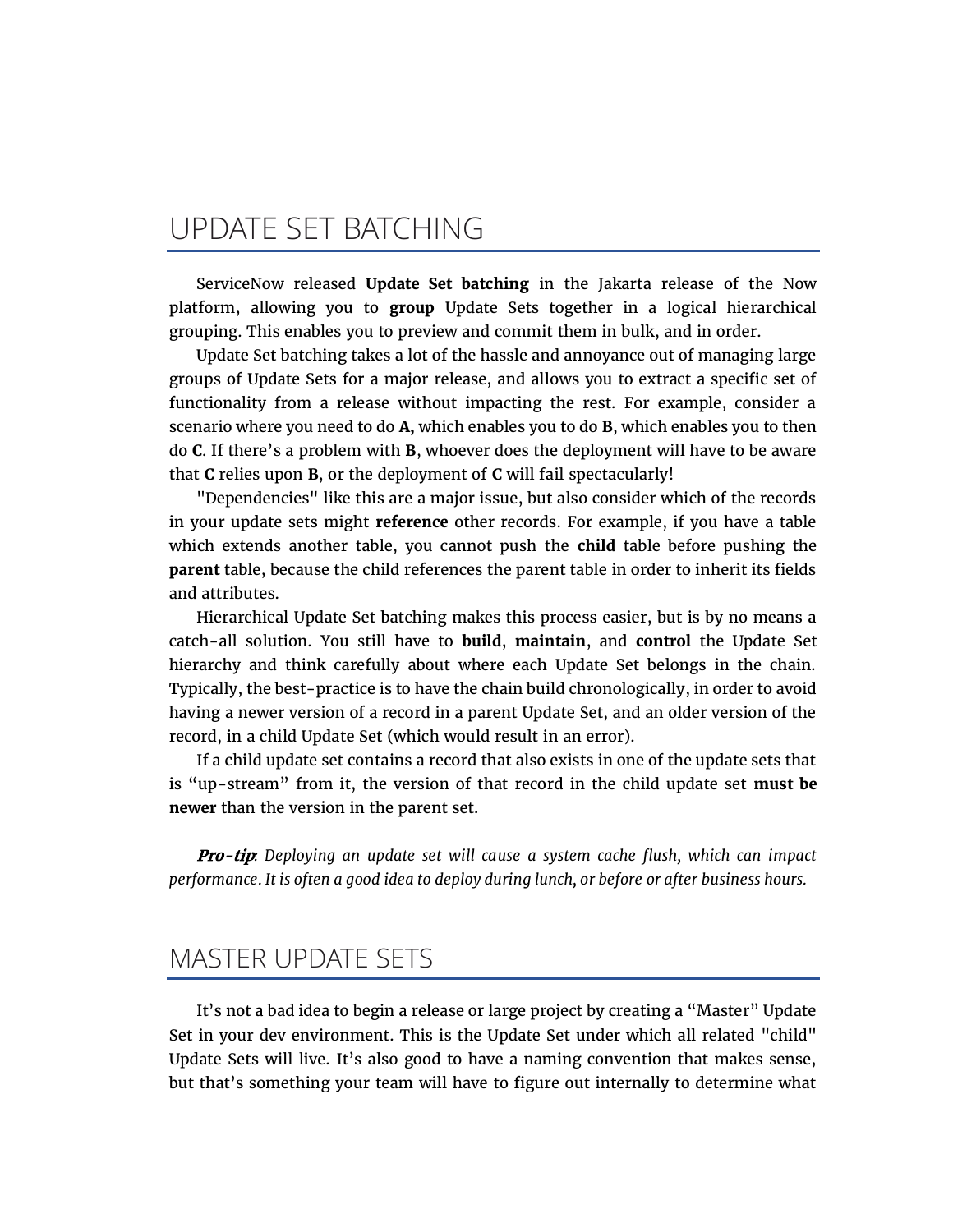## UPDATE SET BATCHING

ServiceNow released **Update Set batching** in the Jakarta release of the Now platform, allowing you to **group** Update Sets together in a logical hierarchical grouping. This enables you to preview and commit them in bulk, and in order.

Update Set batching takes a lot of the hassle and annoyance out of managing large groups of Update Sets for a major release, and allows you to extract a specific set of functionality from a release without impacting the rest. For example, consider a scenario where you need to do **A,** which enables you to do **B**, which enables you to then do **C**. If there's a problem with **B**, whoever does the deployment will have to be aware that **C** relies upon **B**, or the deployment of **C** will fail spectacularly!

"Dependencies" like this are a major issue, but also consider which of the records in your update sets might **reference** other records. For example, if you have a table which extends another table, you cannot push the **child** table before pushing the **parent** table, because the child references the parent table in order to inherit its fields and attributes.

Hierarchical Update Set batching makes this process easier, but is by no means a catch-all solution. You still have to **build**, **maintain**, and **control** the Update Set hierarchy and think carefully about where each Update Set belongs in the chain. Typically, the best-practice is to have the chain build chronologically, in order to avoid having a newer version of a record in a parent Update Set, and an older version of the record, in a child Update Set (which would result in an error).

If a child update set contains a record that also exists in one of the update sets that is "up-stream" from it, the version of that record in the child update set **must be newer** than the version in the parent set.

***Pro-tip***: *Deploying an update set will cause a system cache flush, which can impact performance. It is often a good idea to deploy during lunch, or before or after business hours.*

## MASTER UPDATE SETS

It's not a bad idea to begin a release or large project by creating a "Master" Update Set in your dev environment. This is the Update Set under which all related "child" Update Sets will live. It's also good to have a naming convention that makes sense, but that's something your team will have to figure out internally to determine what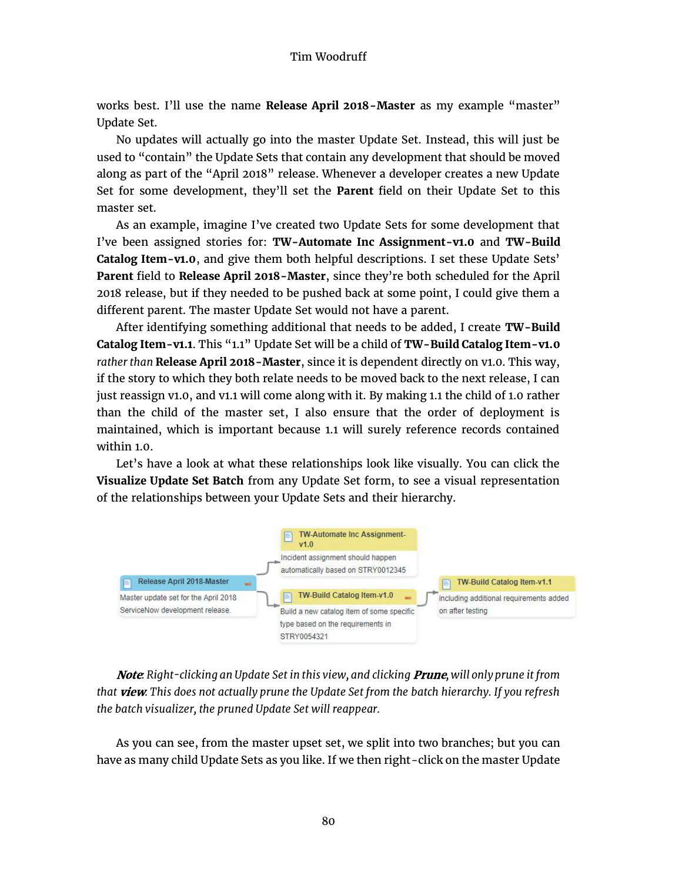works best. I'll use the name **Release April 2018-Master** as my example "master" Update Set.

No updates will actually go into the master Update Set. Instead, this will just be used to "contain" the Update Sets that contain any development that should be moved along as part of the "April 2018" release. Whenever a developer creates a new Update Set for some development, they'll set the **Parent** field on their Update Set to this master set.

As an example, imagine I've created two Update Sets for some development that I've been assigned stories for: **TW-Automate Inc Assignment-v1.0** and **TW-Build Catalog Item-v1.0**, and give them both helpful descriptions. I set these Update Sets' **Parent** field to **Release April 2018-Master**, since they're both scheduled for the April 2018 release, but if they needed to be pushed back at some point, I could give them a different parent. The master Update Set would not have a parent.

After identifying something additional that needs to be added, I create **TW-Build Catalog Item-v1.1**. This "1.1" Update Set will be a child of **TW-Build Catalog Item-v1.0** *rather than* **Release April 2018-Master**, since it is dependent directly on v1.0. This way, if the story to which they both relate needs to be moved back to the next release, I can just reassign v1.0, and v1.1 will come along with it. By making 1.1 the child of 1.0 rather than the child of the master set, I also ensure that the order of deployment is maintained, which is important because 1.1 will surely reference records contained within 1.0.

Let's have a look at what these relationships look like visually. You can click the **Visualize Update Set Batch** from any Update Set form, to see a visual representation of the relationships between your Update Sets and their hierarchy.

Release April 2018-Master
Master update set for the April 2018 ServiceNow development release.

TW-Automate Inc Assignment-v1.0
Incident assignment should happen automatically based on STRY0012345

TW-Build Catalog Item-v1.0
Build a new catalog item of some specific type based on the requirements in STRY0054321

TW-Build Catalog Item-v1.1
including additional requirements added on after testing

***Note**: Right-clicking an Update Set in this view, and clicking **Prune**, will only prune it from that **view**. This does not actually prune the Update Set from the batch hierarchy. If you refresh the batch visualizer, the pruned Update Set will reappear.*

As you can see, from the master upset set, we split into two branches; but you can have as many child Update Sets as you like. If we then right-click on the master Update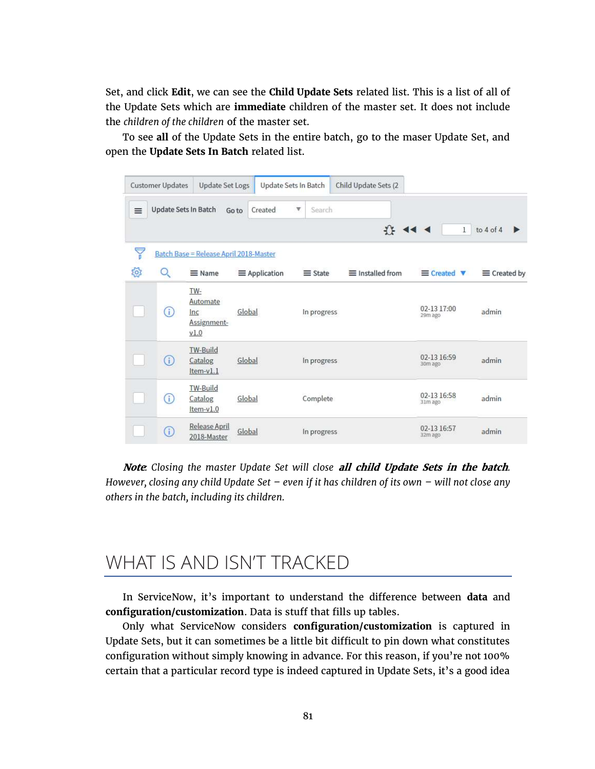Set, and click **Edit**, we can see the **Child Update Sets** related list. This is a list of all of the Update Sets which are **immediate** children of the master set. It does not include the *children of the children* of the master set.

To see **all** of the Update Sets in the entire batch, go to the maser Update Set, and open the **Update Sets In Batch** related list.

Customer Updates | Update Set Logs | Update Sets In Batch | Child Update Sets (2

Update Sets In Batch — Go to: Created — Search — 1 to 4 of 4

Batch Base = Release April 2018-Master

| Name | Application | State | Installed from | Created | Created by |
|---|---|---|---|---|---|
| TW-Automate Inc Assignment-v1.0 | Global | In progress | | 02-13 17:00 (29m ago) | admin |
| TW-Build Catalog Item-v1.1 | Global | In progress | | 02-13 16:59 (30m ago) | admin |
| TW-Build Catalog Item-v1.0 | Global | Complete | | 02-13 16:58 (31m ago) | admin |
| Release April 2018-Master | Global | In progress | | 02-13 16:57 (32m ago) | admin |

***Note**: Closing the master Update Set will close **all child Update Sets in the batch**. However, closing any child Update Set – even if it has children of its own – will not close any others in the batch, including its children.*

# WHAT IS AND ISN'T TRACKED

In ServiceNow, it's important to understand the difference between **data** and **configuration/customization**. Data is stuff that fills up tables.

Only what ServiceNow considers **configuration/customization** is captured in Update Sets, but it can sometimes be a little bit difficult to pin down what constitutes configuration without simply knowing in advance. For this reason, if you're not 100% certain that a particular record type is indeed captured in Update Sets, it's a good idea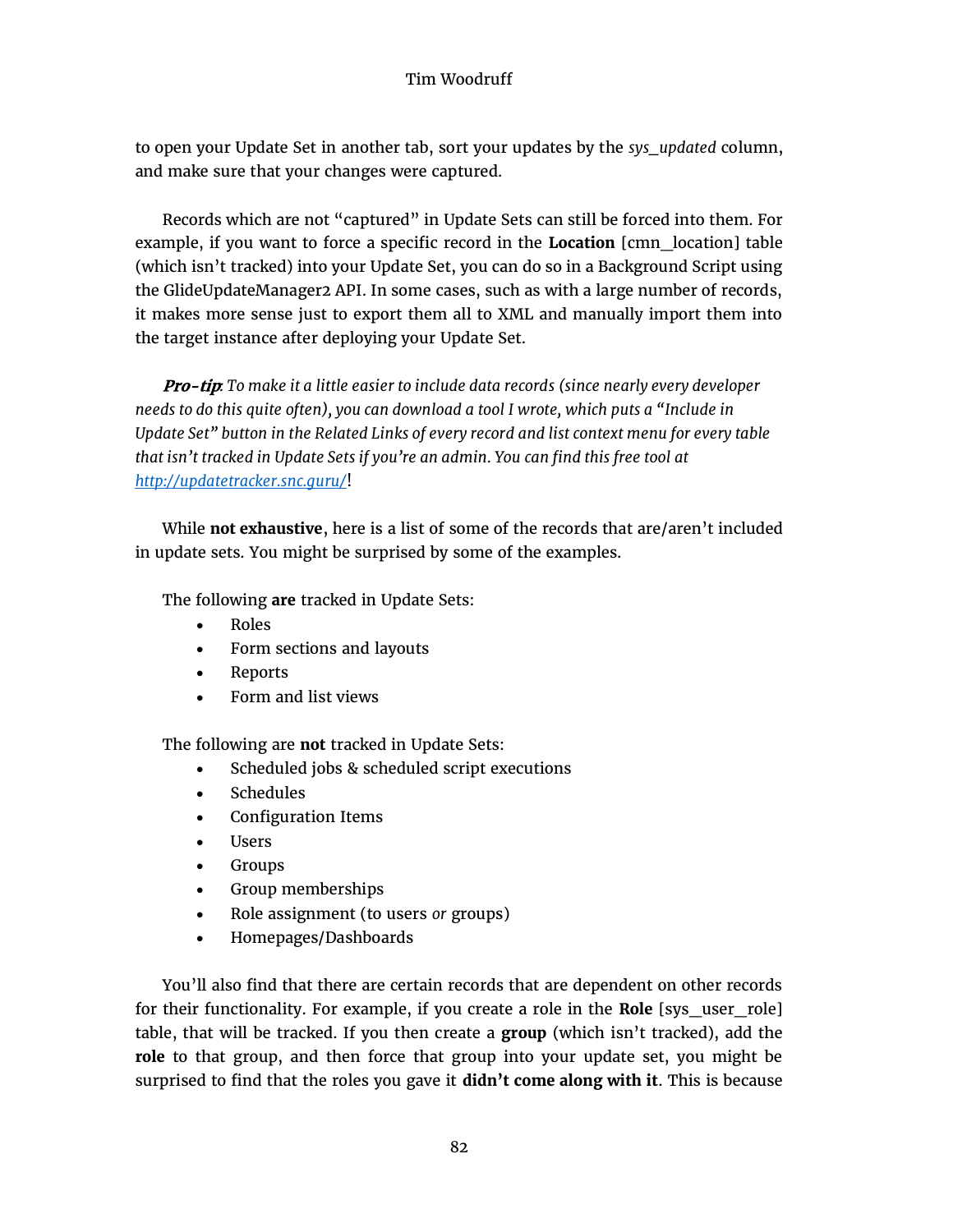to open your Update Set in another tab, sort your updates by the *sys_updated* column, and make sure that your changes were captured.

Records which are not "captured" in Update Sets can still be forced into them. For example, if you want to force a specific record in the **Location** [cmn_location] table (which isn't tracked) into your Update Set, you can do so in a Background Script using the GlideUpdateManager2 API. In some cases, such as with a large number of records, it makes more sense just to export them all to XML and manually import them into the target instance after deploying your Update Set.

***Pro-tip****: To make it a little easier to include data records (since nearly every developer needs to do this quite often), you can download a tool I wrote, which puts a "Include in Update Set" button in the Related Links of every record and list context menu for every table that isn't tracked in Update Sets if you're an admin. You can find this free tool at [http://updatetracker.snc.guru/](http://updatetracker.snc.guru/)*!

While **not exhaustive**, here is a list of some of the records that are/aren't included in update sets. You might be surprised by some of the examples.

The following **are** tracked in Update Sets:

- Roles
- Form sections and layouts
- Reports
- Form and list views

The following are **not** tracked in Update Sets:

- Scheduled jobs & scheduled script executions
- Schedules
- Configuration Items
- Users
- Groups
- Group memberships
- Role assignment (to users *or* groups)
- Homepages/Dashboards

You'll also find that there are certain records that are dependent on other records for their functionality. For example, if you create a role in the **Role** [sys_user_role] table, that will be tracked. If you then create a **group** (which isn't tracked), add the **role** to that group, and then force that group into your update set, you might be surprised to find that the roles you gave it **didn't come along with it**. This is because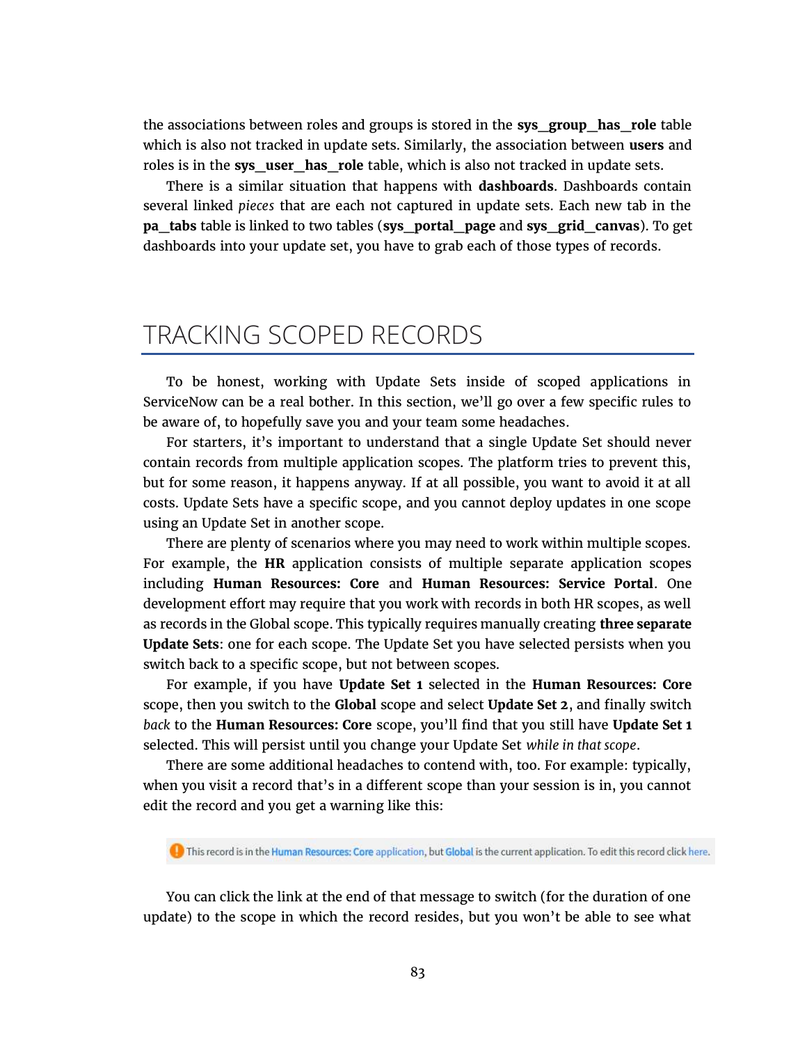the associations between roles and groups is stored in the **sys_group_has_role** table which is also not tracked in update sets. Similarly, the association between **users** and roles is in the **sys_user_has_role** table, which is also not tracked in update sets.

There is a similar situation that happens with **dashboards**. Dashboards contain several linked *pieces* that are each not captured in update sets. Each new tab in the **pa_tabs** table is linked to two tables (**sys_portal_page** and **sys_grid_canvas**). To get dashboards into your update set, you have to grab each of those types of records.

## TRACKING SCOPED RECORDS

To be honest, working with Update Sets inside of scoped applications in ServiceNow can be a real bother. In this section, we'll go over a few specific rules to be aware of, to hopefully save you and your team some headaches.

For starters, it's important to understand that a single Update Set should never contain records from multiple application scopes. The platform tries to prevent this, but for some reason, it happens anyway. If at all possible, you want to avoid it at all costs. Update Sets have a specific scope, and you cannot deploy updates in one scope using an Update Set in another scope.

There are plenty of scenarios where you may need to work within multiple scopes. For example, the **HR** application consists of multiple separate application scopes including **Human Resources: Core** and **Human Resources: Service Portal**. One development effort may require that you work with records in both HR scopes, as well as records in the Global scope. This typically requires manually creating **three separate Update Sets**: one for each scope. The Update Set you have selected persists when you switch back to a specific scope, but not between scopes.

For example, if you have **Update Set 1** selected in the **Human Resources: Core** scope, then you switch to the **Global** scope and select **Update Set 2**, and finally switch *back* to the **Human Resources: Core** scope, you'll find that you still have **Update Set 1** selected. This will persist until you change your Update Set *while in that scope*.

There are some additional headaches to contend with, too. For example: typically, when you visit a record that's in a different scope than your session is in, you cannot edit the record and you get a warning like this:

> This record is in the Human Resources: Core application, but Global is the current application. To edit this record click here.

You can click the link at the end of that message to switch (for the duration of one update) to the scope in which the record resides, but you won't be able to see what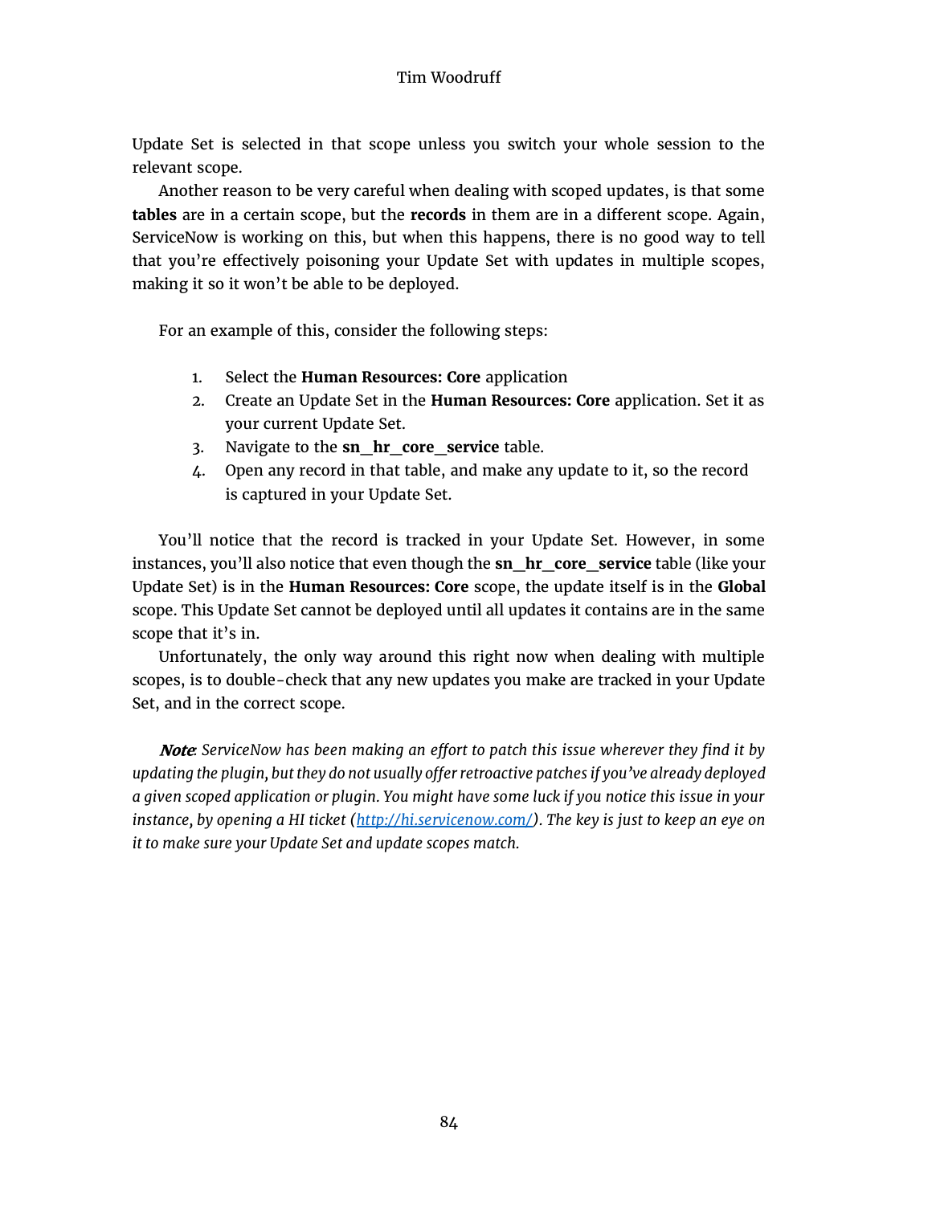Update Set is selected in that scope unless you switch your whole session to the relevant scope.

Another reason to be very careful when dealing with scoped updates, is that some **tables** are in a certain scope, but the **records** in them are in a different scope. Again, ServiceNow is working on this, but when this happens, there is no good way to tell that you're effectively poisoning your Update Set with updates in multiple scopes, making it so it won't be able to be deployed.

For an example of this, consider the following steps:

1. Select the **Human Resources: Core** application
2. Create an Update Set in the **Human Resources: Core** application. Set it as your current Update Set.
3. Navigate to the **sn_hr_core_service** table.
4. Open any record in that table, and make any update to it, so the record is captured in your Update Set.

You'll notice that the record is tracked in your Update Set. However, in some instances, you'll also notice that even though the **sn_hr_core_service** table (like your Update Set) is in the **Human Resources: Core** scope, the update itself is in the **Global** scope. This Update Set cannot be deployed until all updates it contains are in the same scope that it's in.

Unfortunately, the only way around this right now when dealing with multiple scopes, is to double-check that any new updates you make are tracked in your Update Set, and in the correct scope.

***Note***: *ServiceNow has been making an effort to patch this issue wherever they find it by updating the plugin, but they do not usually offer retroactive patches if you've already deployed a given scoped application or plugin. You might have some luck if you notice this issue in your instance, by opening a HI ticket ([http://hi.servicenow.com/](http://hi.servicenow.com/)). The key is just to keep an eye on it to make sure your Update Set and update scopes match.*